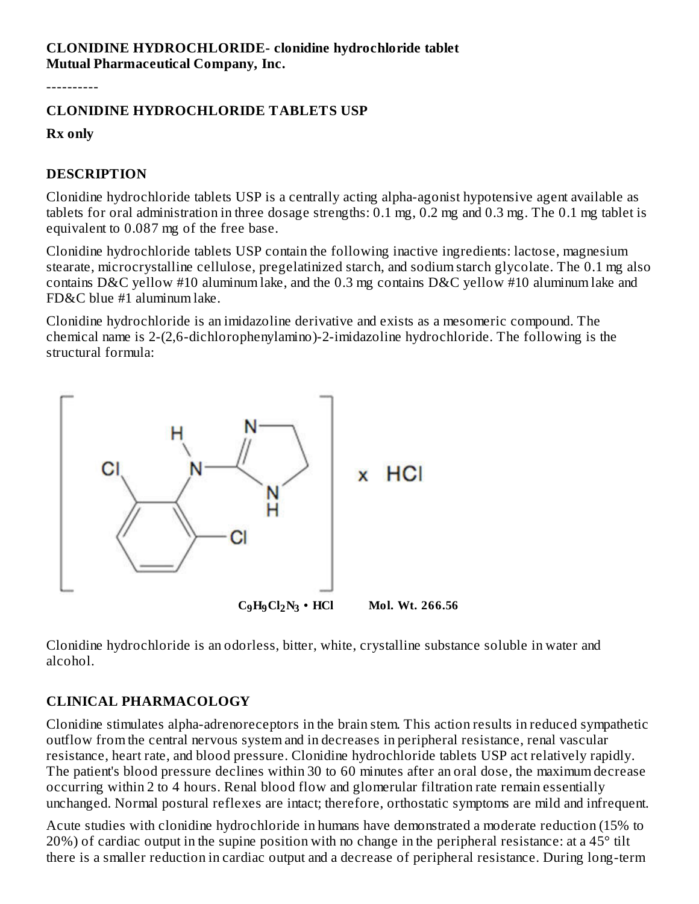**CLONIDINE HYDROCHLORIDE- clonidine hydrochloride tablet**
**Mutual Pharmaceutical Company, Inc.**

----------

**CLONIDINE HYDROCHLORIDE TABLETS USP**

**Rx only**

## DESCRIPTION

Clonidine hydrochloride tablets USP is a centrally acting alpha-agonist hypotensive agent available as tablets for oral administration in three dosage strengths: 0.1 mg, 0.2 mg and 0.3 mg. The 0.1 mg tablet is equivalent to 0.087 mg of the free base.

Clonidine hydrochloride tablets USP contain the following inactive ingredients: lactose, magnesium stearate, microcrystalline cellulose, pregelatinized starch, and sodium starch glycolate. The 0.1 mg also contains D&C yellow #10 aluminum lake, and the 0.3 mg contains D&C yellow #10 aluminum lake and FD&C blue #1 aluminum lake.

Clonidine hydrochloride is an imidazoline derivative and exists as a mesomeric compound. The chemical name is 2-(2,6-dichlorophenylamino)-2-imidazoline hydrochloride. The following is the structural formula:

**$C_9H_9Cl_2N_3$ • HCl** **Mol. Wt. 266.56**

Clonidine hydrochloride is an odorless, bitter, white, crystalline substance soluble in water and alcohol.

## CLINICAL PHARMACOLOGY

Clonidine stimulates alpha-adrenoreceptors in the brain stem. This action results in reduced sympathetic outflow from the central nervous system and in decreases in peripheral resistance, renal vascular resistance, heart rate, and blood pressure. Clonidine hydrochloride tablets USP act relatively rapidly. The patient's blood pressure declines within 30 to 60 minutes after an oral dose, the maximum decrease occurring within 2 to 4 hours. Renal blood flow and glomerular filtration rate remain essentially unchanged. Normal postural reflexes are intact; therefore, orthostatic symptoms are mild and infrequent.

Acute studies with clonidine hydrochloride in humans have demonstrated a moderate reduction (15% to 20%) of cardiac output in the supine position with no change in the peripheral resistance: at a 45° tilt there is a smaller reduction in cardiac output and a decrease of peripheral resistance. During long-term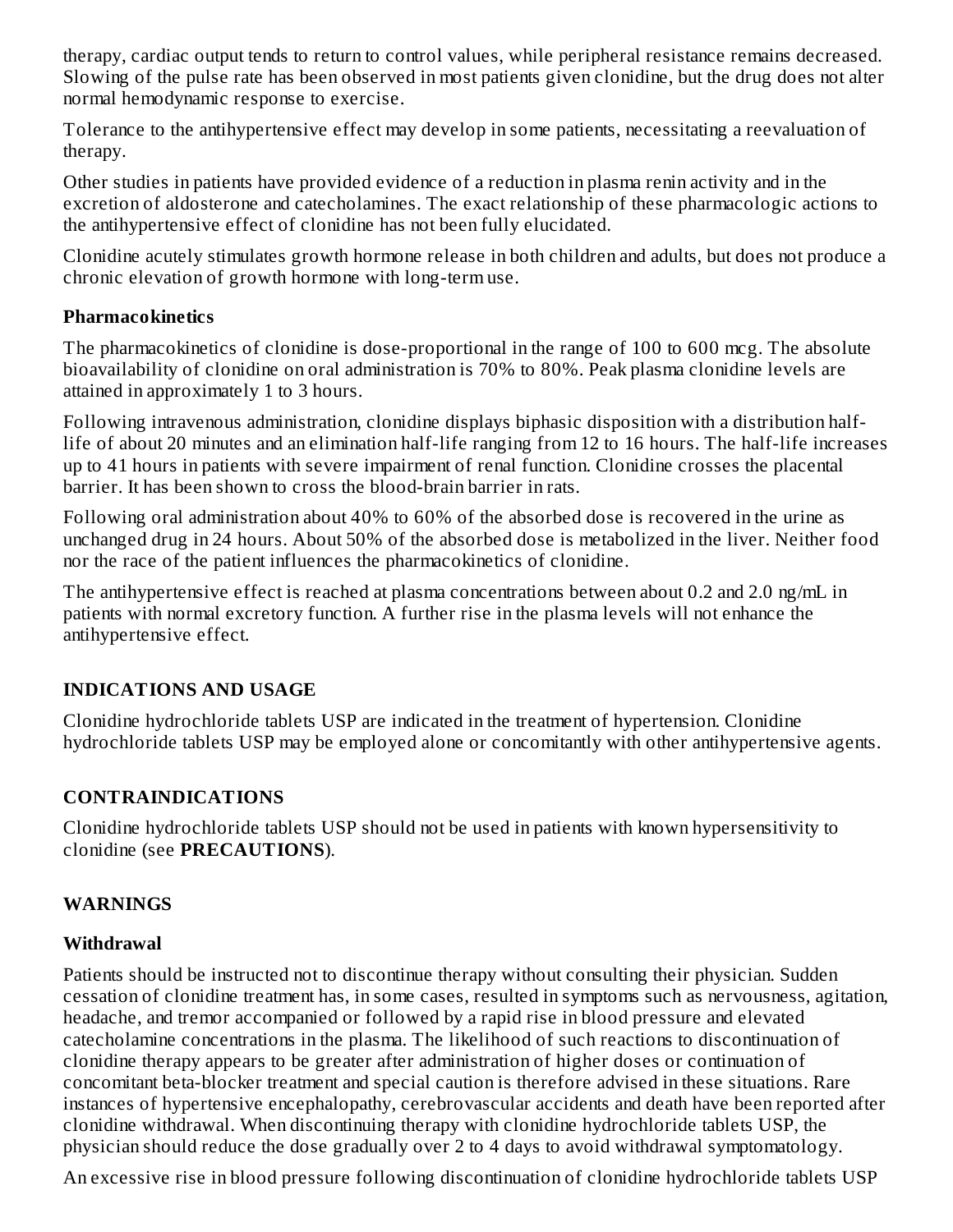therapy, cardiac output tends to return to control values, while peripheral resistance remains decreased. Slowing of the pulse rate has been observed in most patients given clonidine, but the drug does not alter normal hemodynamic response to exercise.

Tolerance to the antihypertensive effect may develop in some patients, necessitating a reevaluation of therapy.

Other studies in patients have provided evidence of a reduction in plasma renin activity and in the excretion of aldosterone and catecholamines. The exact relationship of these pharmacologic actions to the antihypertensive effect of clonidine has not been fully elucidated.

Clonidine acutely stimulates growth hormone release in both children and adults, but does not produce a chronic elevation of growth hormone with long-term use.

**Pharmacokinetics**

The pharmacokinetics of clonidine is dose-proportional in the range of 100 to 600 mcg. The absolute bioavailability of clonidine on oral administration is 70% to 80%. Peak plasma clonidine levels are attained in approximately 1 to 3 hours.

Following intravenous administration, clonidine displays biphasic disposition with a distribution half-life of about 20 minutes and an elimination half-life ranging from 12 to 16 hours. The half-life increases up to 41 hours in patients with severe impairment of renal function. Clonidine crosses the placental barrier. It has been shown to cross the blood-brain barrier in rats.

Following oral administration about 40% to 60% of the absorbed dose is recovered in the urine as unchanged drug in 24 hours. About 50% of the absorbed dose is metabolized in the liver. Neither food nor the race of the patient influences the pharmacokinetics of clonidine.

The antihypertensive effect is reached at plasma concentrations between about 0.2 and 2.0 ng/mL in patients with normal excretory function. A further rise in the plasma levels will not enhance the antihypertensive effect.

## INDICATIONS AND USAGE

Clonidine hydrochloride tablets USP are indicated in the treatment of hypertension. Clonidine hydrochloride tablets USP may be employed alone or concomitantly with other antihypertensive agents.

## CONTRAINDICATIONS

Clonidine hydrochloride tablets USP should not be used in patients with known hypersensitivity to clonidine (see **PRECAUTIONS**).

## WARNINGS

**Withdrawal**

Patients should be instructed not to discontinue therapy without consulting their physician. Sudden cessation of clonidine treatment has, in some cases, resulted in symptoms such as nervousness, agitation, headache, and tremor accompanied or followed by a rapid rise in blood pressure and elevated catecholamine concentrations in the plasma. The likelihood of such reactions to discontinuation of clonidine therapy appears to be greater after administration of higher doses or continuation of concomitant beta-blocker treatment and special caution is therefore advised in these situations. Rare instances of hypertensive encephalopathy, cerebrovascular accidents and death have been reported after clonidine withdrawal. When discontinuing therapy with clonidine hydrochloride tablets USP, the physician should reduce the dose gradually over 2 to 4 days to avoid withdrawal symptomatology.

An excessive rise in blood pressure following discontinuation of clonidine hydrochloride tablets USP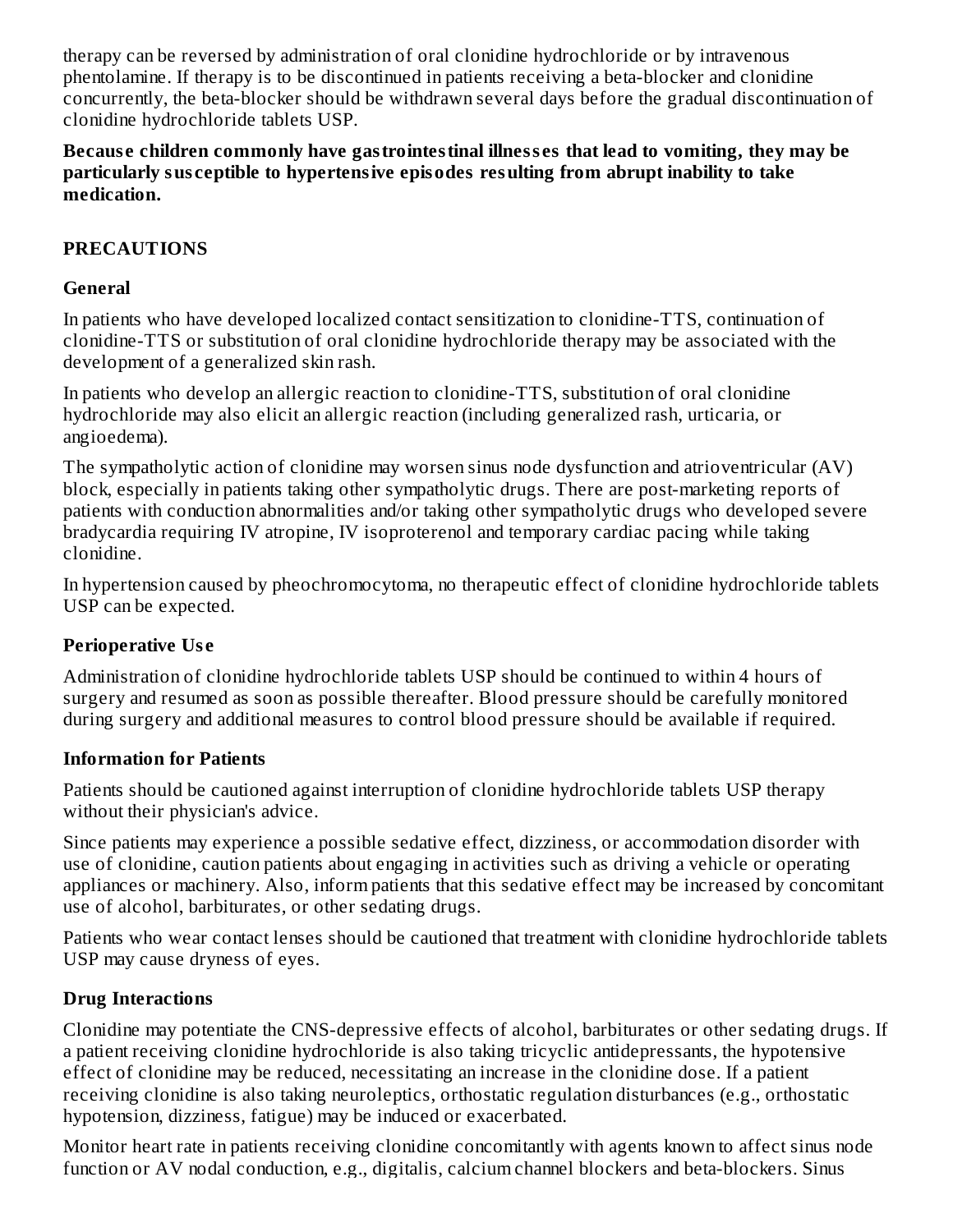therapy can be reversed by administration of oral clonidine hydrochloride or by intravenous phentolamine. If therapy is to be discontinued in patients receiving a beta-blocker and clonidine concurrently, the beta-blocker should be withdrawn several days before the gradual discontinuation of clonidine hydrochloride tablets USP.

**Because children commonly have gastrointestinal illnesses that lead to vomiting, they may be particularly susceptible to hypertensive episodes resulting from abrupt inability to take medication.**

## PRECAUTIONS

### General

In patients who have developed localized contact sensitization to clonidine-TTS, continuation of clonidine-TTS or substitution of oral clonidine hydrochloride therapy may be associated with the development of a generalized skin rash.

In patients who develop an allergic reaction to clonidine-TTS, substitution of oral clonidine hydrochloride may also elicit an allergic reaction (including generalized rash, urticaria, or angioedema).

The sympatholytic action of clonidine may worsen sinus node dysfunction and atrioventricular (AV) block, especially in patients taking other sympatholytic drugs. There are post-marketing reports of patients with conduction abnormalities and/or taking other sympatholytic drugs who developed severe bradycardia requiring IV atropine, IV isoproterenol and temporary cardiac pacing while taking clonidine.

In hypertension caused by pheochromocytoma, no therapeutic effect of clonidine hydrochloride tablets USP can be expected.

### Perioperative Use

Administration of clonidine hydrochloride tablets USP should be continued to within 4 hours of surgery and resumed as soon as possible thereafter. Blood pressure should be carefully monitored during surgery and additional measures to control blood pressure should be available if required.

### Information for Patients

Patients should be cautioned against interruption of clonidine hydrochloride tablets USP therapy without their physician's advice.

Since patients may experience a possible sedative effect, dizziness, or accommodation disorder with use of clonidine, caution patients about engaging in activities such as driving a vehicle or operating appliances or machinery. Also, inform patients that this sedative effect may be increased by concomitant use of alcohol, barbiturates, or other sedating drugs.

Patients who wear contact lenses should be cautioned that treatment with clonidine hydrochloride tablets USP may cause dryness of eyes.

### Drug Interactions

Clonidine may potentiate the CNS-depressive effects of alcohol, barbiturates or other sedating drugs. If a patient receiving clonidine hydrochloride is also taking tricyclic antidepressants, the hypotensive effect of clonidine may be reduced, necessitating an increase in the clonidine dose. If a patient receiving clonidine is also taking neuroleptics, orthostatic regulation disturbances (e.g., orthostatic hypotension, dizziness, fatigue) may be induced or exacerbated.

Monitor heart rate in patients receiving clonidine concomitantly with agents known to affect sinus node function or AV nodal conduction, e.g., digitalis, calcium channel blockers and beta-blockers. Sinus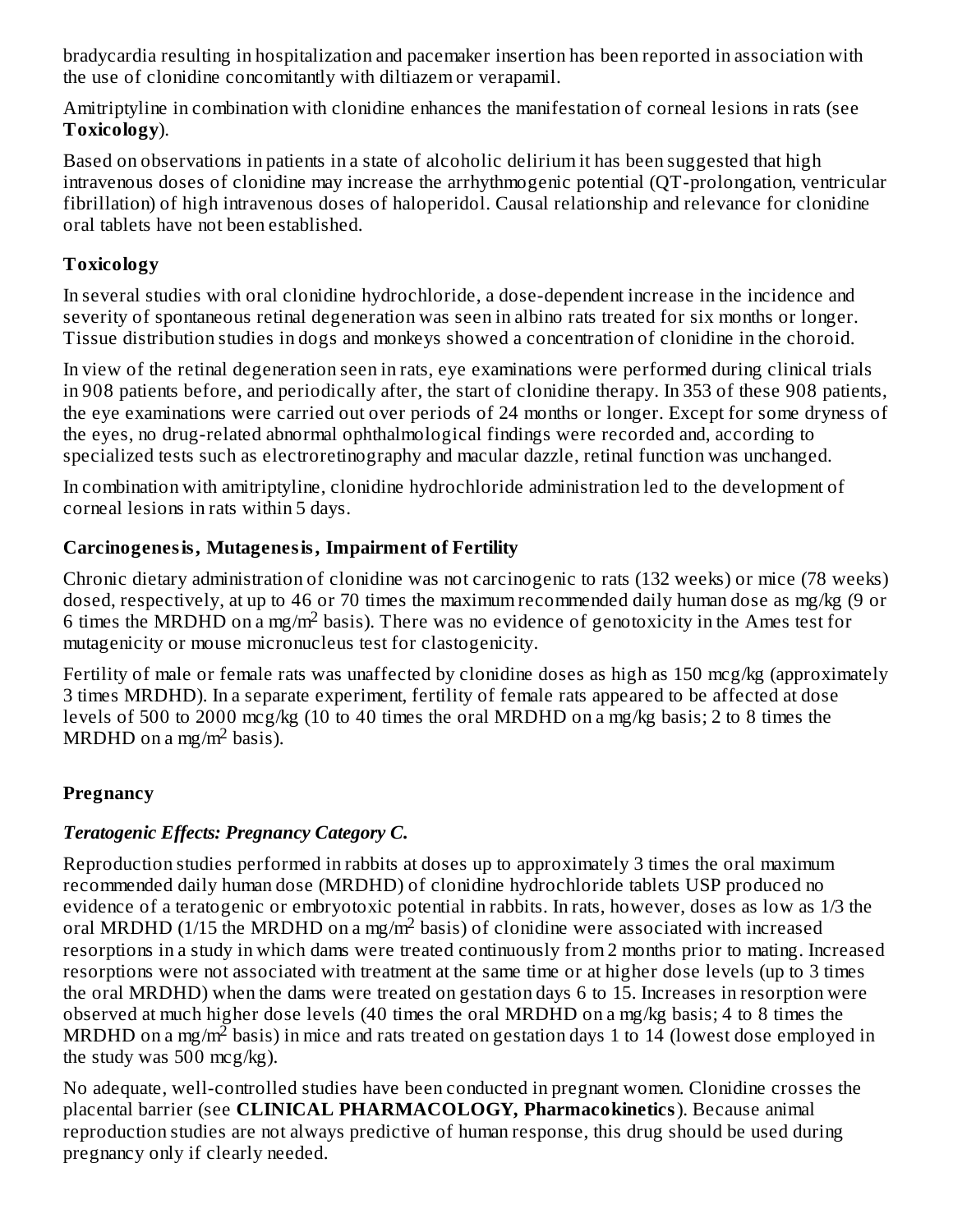bradycardia resulting in hospitalization and pacemaker insertion has been reported in association with the use of clonidine concomitantly with diltiazem or verapamil.

Amitriptyline in combination with clonidine enhances the manifestation of corneal lesions in rats (see **Toxicology**).

Based on observations in patients in a state of alcoholic delirium it has been suggested that high intravenous doses of clonidine may increase the arrhythmogenic potential (QT-prolongation, ventricular fibrillation) of high intravenous doses of haloperidol. Causal relationship and relevance for clonidine oral tablets have not been established.

## Toxicology

In several studies with oral clonidine hydrochloride, a dose-dependent increase in the incidence and severity of spontaneous retinal degeneration was seen in albino rats treated for six months or longer. Tissue distribution studies in dogs and monkeys showed a concentration of clonidine in the choroid.

In view of the retinal degeneration seen in rats, eye examinations were performed during clinical trials in 908 patients before, and periodically after, the start of clonidine therapy. In 353 of these 908 patients, the eye examinations were carried out over periods of 24 months or longer. Except for some dryness of the eyes, no drug-related abnormal ophthalmological findings were recorded and, according to specialized tests such as electroretinography and macular dazzle, retinal function was unchanged.

In combination with amitriptyline, clonidine hydrochloride administration led to the development of corneal lesions in rats within 5 days.

## Carcinogenesis, Mutagenesis, Impairment of Fertility

Chronic dietary administration of clonidine was not carcinogenic to rats (132 weeks) or mice (78 weeks) dosed, respectively, at up to 46 or 70 times the maximum recommended daily human dose as mg/kg (9 or 6 times the MRDHD on a $mg/m^2$ basis). There was no evidence of genotoxicity in the Ames test for mutagenicity or mouse micronucleus test for clastogenicity.

Fertility of male or female rats was unaffected by clonidine doses as high as 150 mcg/kg (approximately 3 times MRDHD). In a separate experiment, fertility of female rats appeared to be affected at dose levels of 500 to 2000 mcg/kg (10 to 40 times the oral MRDHD on a mg/kg basis; 2 to 8 times the MRDHD on a $mg/m^2$ basis).

## Pregnancy

### *Teratogenic Effects: Pregnancy Category C.*

Reproduction studies performed in rabbits at doses up to approximately 3 times the oral maximum recommended daily human dose (MRDHD) of clonidine hydrochloride tablets USP produced no evidence of a teratogenic or embryotoxic potential in rabbits. In rats, however, doses as low as 1/3 the oral MRDHD (1/15 the MRDHD on a $mg/m^2$ basis) of clonidine were associated with increased resorptions in a study in which dams were treated continuously from 2 months prior to mating. Increased resorptions were not associated with treatment at the same time or at higher dose levels (up to 3 times the oral MRDHD) when the dams were treated on gestation days 6 to 15. Increases in resorption were observed at much higher dose levels (40 times the oral MRDHD on a mg/kg basis; 4 to 8 times the MRDHD on a $mg/m^2$ basis) in mice and rats treated on gestation days 1 to 14 (lowest dose employed in the study was 500 mcg/kg).

No adequate, well-controlled studies have been conducted in pregnant women. Clonidine crosses the placental barrier (see **CLINICAL PHARMACOLOGY, Pharmacokinetics**). Because animal reproduction studies are not always predictive of human response, this drug should be used during pregnancy only if clearly needed.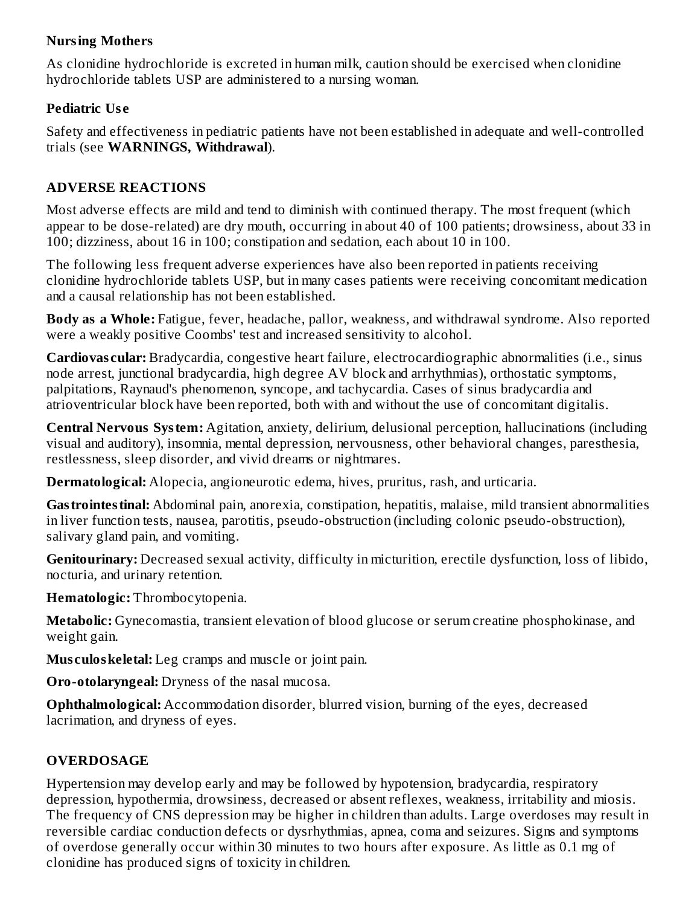### Nursing Mothers

As clonidine hydrochloride is excreted in human milk, caution should be exercised when clonidine hydrochloride tablets USP are administered to a nursing woman.

### Pediatric Use

Safety and effectiveness in pediatric patients have not been established in adequate and well-controlled trials (see **WARNINGS, Withdrawal**).

## ADVERSE REACTIONS

Most adverse effects are mild and tend to diminish with continued therapy. The most frequent (which appear to be dose-related) are dry mouth, occurring in about 40 of 100 patients; drowsiness, about 33 in 100; dizziness, about 16 in 100; constipation and sedation, each about 10 in 100.

The following less frequent adverse experiences have also been reported in patients receiving clonidine hydrochloride tablets USP, but in many cases patients were receiving concomitant medication and a causal relationship has not been established.

**Body as a Whole:** Fatigue, fever, headache, pallor, weakness, and withdrawal syndrome. Also reported were a weakly positive Coombs' test and increased sensitivity to alcohol.

**Cardiovascular:** Bradycardia, congestive heart failure, electrocardiographic abnormalities (i.e., sinus node arrest, junctional bradycardia, high degree AV block and arrhythmias), orthostatic symptoms, palpitations, Raynaud's phenomenon, syncope, and tachycardia. Cases of sinus bradycardia and atrioventricular block have been reported, both with and without the use of concomitant digitalis.

**Central Nervous System:** Agitation, anxiety, delirium, delusional perception, hallucinations (including visual and auditory), insomnia, mental depression, nervousness, other behavioral changes, paresthesia, restlessness, sleep disorder, and vivid dreams or nightmares.

**Dermatological:** Alopecia, angioneurotic edema, hives, pruritus, rash, and urticaria.

**Gastrointestinal:** Abdominal pain, anorexia, constipation, hepatitis, malaise, mild transient abnormalities in liver function tests, nausea, parotitis, pseudo-obstruction (including colonic pseudo-obstruction), salivary gland pain, and vomiting.

**Genitourinary:** Decreased sexual activity, difficulty in micturition, erectile dysfunction, loss of libido, nocturia, and urinary retention.

**Hematologic:** Thrombocytopenia.

**Metabolic:** Gynecomastia, transient elevation of blood glucose or serum creatine phosphokinase, and weight gain.

**Musculoskeletal:** Leg cramps and muscle or joint pain.

**Oro-otolaryngeal:** Dryness of the nasal mucosa.

**Ophthalmological:** Accommodation disorder, blurred vision, burning of the eyes, decreased lacrimation, and dryness of eyes.

## OVERDOSAGE

Hypertension may develop early and may be followed by hypotension, bradycardia, respiratory depression, hypothermia, drowsiness, decreased or absent reflexes, weakness, irritability and miosis. The frequency of CNS depression may be higher in children than adults. Large overdoses may result in reversible cardiac conduction defects or dysrhythmias, apnea, coma and seizures. Signs and symptoms of overdose generally occur within 30 minutes to two hours after exposure. As little as 0.1 mg of clonidine has produced signs of toxicity in children.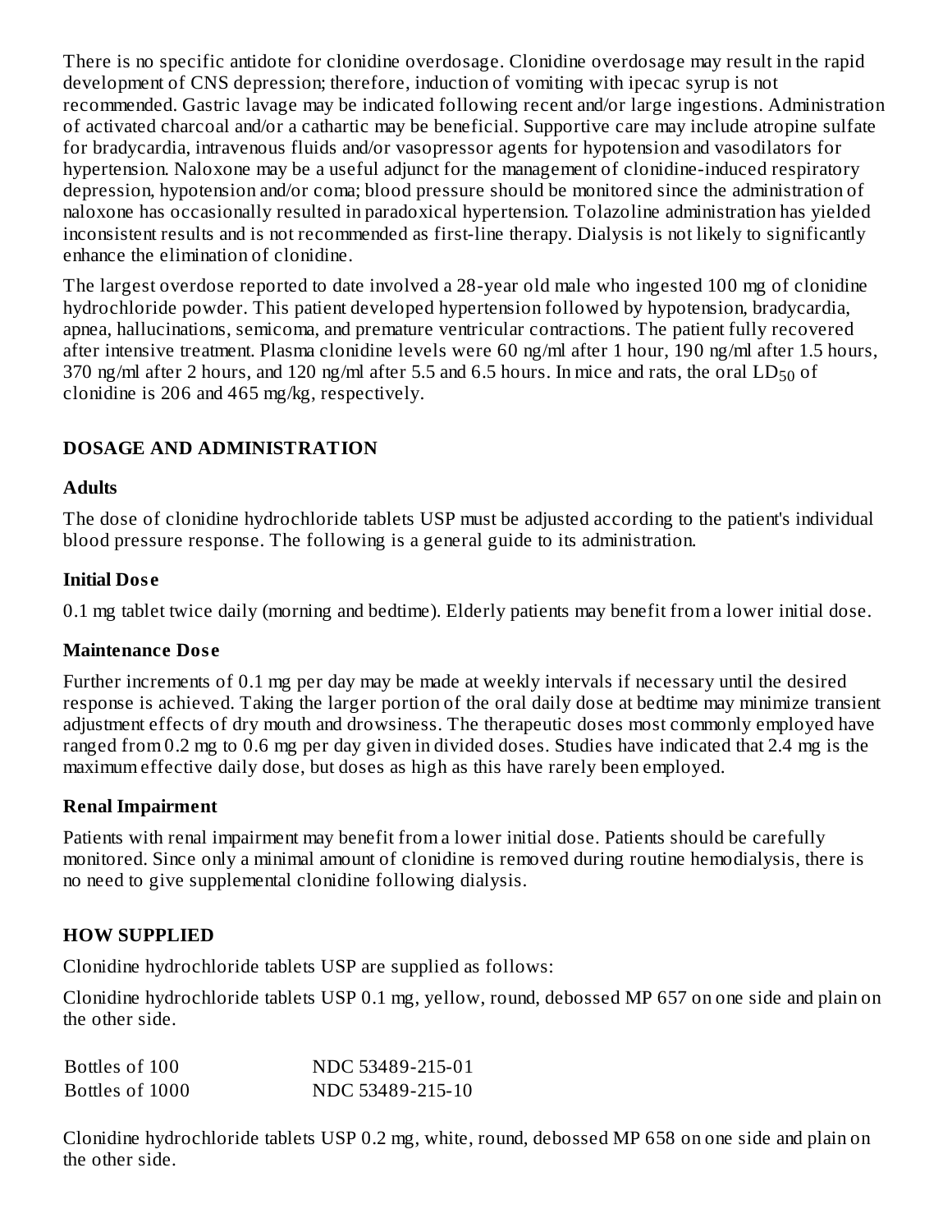There is no specific antidote for clonidine overdosage. Clonidine overdosage may result in the rapid development of CNS depression; therefore, induction of vomiting with ipecac syrup is not recommended. Gastric lavage may be indicated following recent and/or large ingestions. Administration of activated charcoal and/or a cathartic may be beneficial. Supportive care may include atropine sulfate for bradycardia, intravenous fluids and/or vasopressor agents for hypotension and vasodilators for hypertension. Naloxone may be a useful adjunct for the management of clonidine-induced respiratory depression, hypotension and/or coma; blood pressure should be monitored since the administration of naloxone has occasionally resulted in paradoxical hypertension. Tolazoline administration has yielded inconsistent results and is not recommended as first-line therapy. Dialysis is not likely to significantly enhance the elimination of clonidine.

The largest overdose reported to date involved a 28-year old male who ingested 100 mg of clonidine hydrochloride powder. This patient developed hypertension followed by hypotension, bradycardia, apnea, hallucinations, semicoma, and premature ventricular contractions. The patient fully recovered after intensive treatment. Plasma clonidine levels were 60 ng/ml after 1 hour, 190 ng/ml after 1.5 hours, 370 ng/ml after 2 hours, and 120 ng/ml after 5.5 and 6.5 hours. In mice and rats, the oral $LD_{50}$ of clonidine is 206 and 465 mg/kg, respectively.

## DOSAGE AND ADMINISTRATION

### Adults

The dose of clonidine hydrochloride tablets USP must be adjusted according to the patient's individual blood pressure response. The following is a general guide to its administration.

### Initial Dose

0.1 mg tablet twice daily (morning and bedtime). Elderly patients may benefit from a lower initial dose.

### Maintenance Dose

Further increments of 0.1 mg per day may be made at weekly intervals if necessary until the desired response is achieved. Taking the larger portion of the oral daily dose at bedtime may minimize transient adjustment effects of dry mouth and drowsiness. The therapeutic doses most commonly employed have ranged from 0.2 mg to 0.6 mg per day given in divided doses. Studies have indicated that 2.4 mg is the maximum effective daily dose, but doses as high as this have rarely been employed.

### Renal Impairment

Patients with renal impairment may benefit from a lower initial dose. Patients should be carefully monitored. Since only a minimal amount of clonidine is removed during routine hemodialysis, there is no need to give supplemental clonidine following dialysis.

## HOW SUPPLIED

Clonidine hydrochloride tablets USP are supplied as follows:

Clonidine hydrochloride tablets USP 0.1 mg, yellow, round, debossed MP 657 on one side and plain on the other side.

| | |
|---|---|
| Bottles of 100 | NDC 53489-215-01 |
| Bottles of 1000 | NDC 53489-215-10 |

Clonidine hydrochloride tablets USP 0.2 mg, white, round, debossed MP 658 on one side and plain on the other side.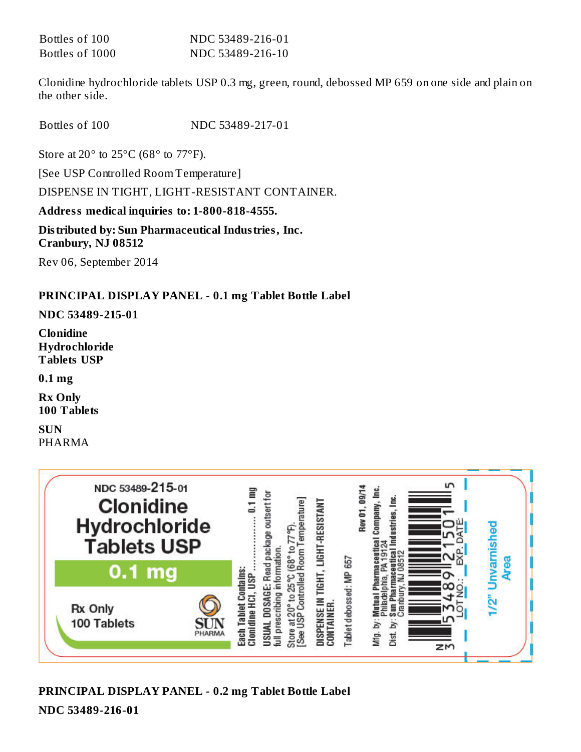| | |
|---|---|
| Bottles of 100 | NDC 53489-216-01 |
| Bottles of 1000 | NDC 53489-216-10 |

Clonidine hydrochloride tablets USP 0.3 mg, green, round, debossed MP 659 on one side and plain on the other side.

| | |
|---|---|
| Bottles of 100 | NDC 53489-217-01 |

Store at 20° to 25°C (68° to 77°F).

[See USP Controlled Room Temperature]

DISPENSE IN TIGHT, LIGHT-RESISTANT CONTAINER.

**Address medical inquiries to: 1-800-818-4555.**

**Distributed by: Sun Pharmaceutical Industries, Inc.**
**Cranbury, NJ 08512**

Rev 06, September 2014

**PRINCIPAL DISPLAY PANEL - 0.1 mg Tablet Bottle Label**

**NDC 53489-215-01**

**Clonidine Hydrochloride Tablets USP**

**0.1 mg**

**Rx Only**
**100 Tablets**

**SUN**
PHARMA

NDC 53489-215-01
Clonidine Hydrochloride Tablets USP
0.1 mg
Rx Only
100 Tablets
SUN PHARMA

Each Tablet Contains:
Clonidine HCl, USP .................. 0.1 mg

USUAL DOSAGE: Read package outsert for full prescribing information.

Store at 20° to 25°C (68° to 77°F).
[See USP Controlled Room Temperature]

DISPENSE IN TIGHT, LIGHT-RESISTANT CONTAINER.

Tablet debossed: MP 657

Rev 01, 09/14

Mfg. by: Mutual Pharmaceutical Company, Inc.
Philadelphia, PA 19124
Dist. by: Sun Pharmaceutical Industries, Inc.
Cranbury, NJ 08512

N 3 53489 21501 5

LOT NO.:
EXP. DATE:

1/2" Unvarnished Area

**PRINCIPAL DISPLAY PANEL - 0.2 mg Tablet Bottle Label**

**NDC 53489-216-01**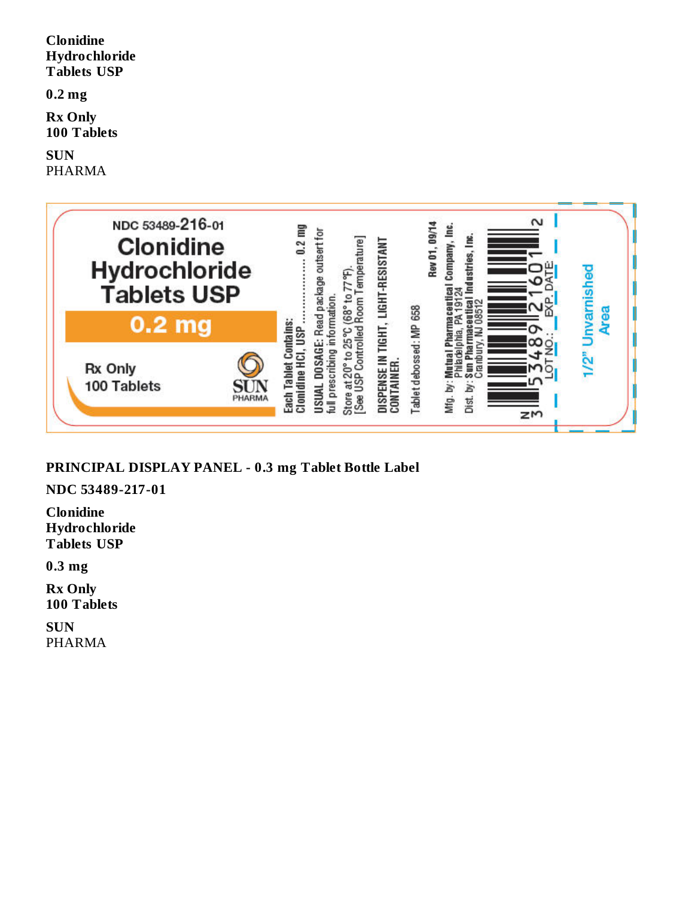**Clonidine Hydrochloride Tablets USP**

**0.2 mg**

**Rx Only**
**100 Tablets**

**SUN**
PHARMA

NDC 53489-216-01

Clonidine Hydrochloride Tablets USP

0.2 mg

Rx Only
100 Tablets

SUN PHARMA

Each Tablet Contains:
Clonidine HCl, USP .................... 0.2 mg

USUAL DOSAGE: Read package outsert for full prescribing information.

Store at 20° to 25°C (68° to 77°F).
[See USP Controlled Room Temperature]

DISPENSE IN TIGHT, LIGHT-RESISTANT CONTAINER.

Tablet debossed: MP 658

Rev 01, 09/14

Mfg. by: Mutual Pharmaceutical Company, Inc.
Philadelphia, PA 19124

Dist. by: Sun Pharmaceutical Industries, Inc.
Cranbury, NJ 08512

N 3 53489 21601 2

LOT NO.: EXP. DATE:

1/2" Unvarnished Area

**PRINCIPAL DISPLAY PANEL - 0.3 mg Tablet Bottle Label**

**NDC 53489-217-01**

**Clonidine Hydrochloride Tablets USP**

**0.3 mg**

**Rx Only**
**100 Tablets**

**SUN**
PHARMA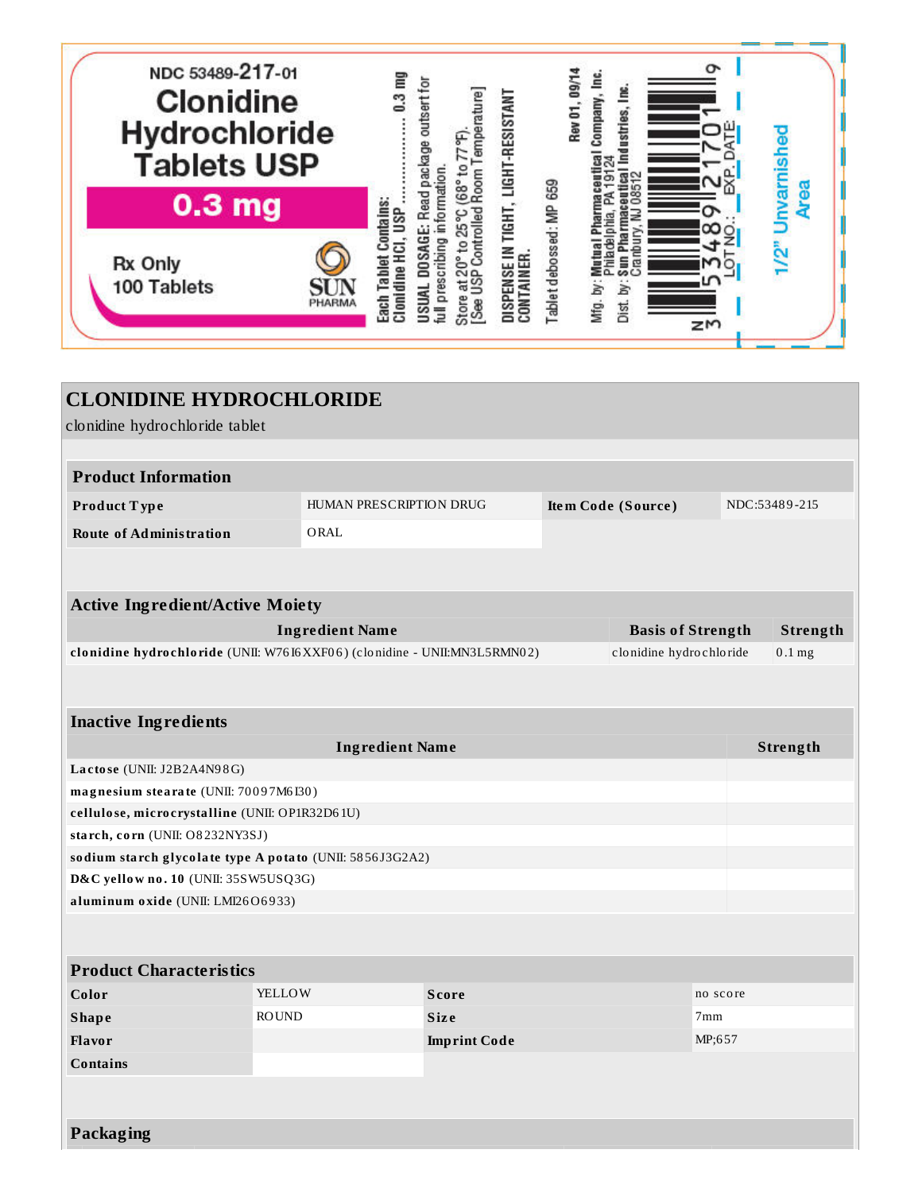NDC 53489-217-01

**Clonidine Hydrochloride Tablets USP**

**0.3 mg**

Rx Only
100 Tablets

SUN PHARMA

Each Tablet Contains:
Clonidine HCl, USP .................... 0.3 mg

USUAL DOSAGE: Read package outsert for full prescribing information.

Store at 20° to 25°C (68° to 77°F). [See USP Controlled Room Temperature]

DISPENSE IN TIGHT, LIGHT-RESISTANT CONTAINER.

Tablet debossed: MP 659

Rev 01, 09/14

Mfg. by: Mutual Pharmaceutical Company, Inc. Philadelphia, PA 19124

Dist. by: Sun Pharmaceutical Industries, Inc. Cranbury, NJ 08512

N 3 53489 21701 9

LOT NO.:

EXP. DATE:

1/2" Unvarnished Area

# CLONIDINE HYDROCHLORIDE

clonidine hydrochloride tablet

## Product Information

| Product Type | HUMAN PRESCRIPTION DRUG | Item Code (Source) | NDC:53489-215 |
|---|---|---|---|
| Route of Administration | ORAL | | |

## Active Ingredient/Active Moiety

| Ingredient Name | Basis of Strength | Strength |
|---|---|---|
| **clonidine hydrochloride** (UNII: W76I6XXF06) (clonidine - UNII:MN3L5RMN02) | clonidine hydrochloride | 0.1 mg |

## Inactive Ingredients

| Ingredient Name | Strength |
|---|---|
| **Lactose** (UNII: J2B2A4N98G) | |
| **magnesium stearate** (UNII: 70097M6I30) | |
| **cellulose, microcrystalline** (UNII: OP1R32D61U) | |
| **starch, corn** (UNII: O8232NY3SJ) | |
| **sodium starch glycolate type A potato** (UNII: 5856J3G2A2) | |
| **D&C yellow no. 10** (UNII: 35SW5USQ3G) | |
| **aluminum oxide** (UNII: LMI26O6933) | |

## Product Characteristics

| Color | YELLOW | Score | no score |
|---|---|---|---|
| Shape | ROUND | Size | 7mm |
| Flavor | | Imprint Code | MP;657 |
| Contains | | | |

## Packaging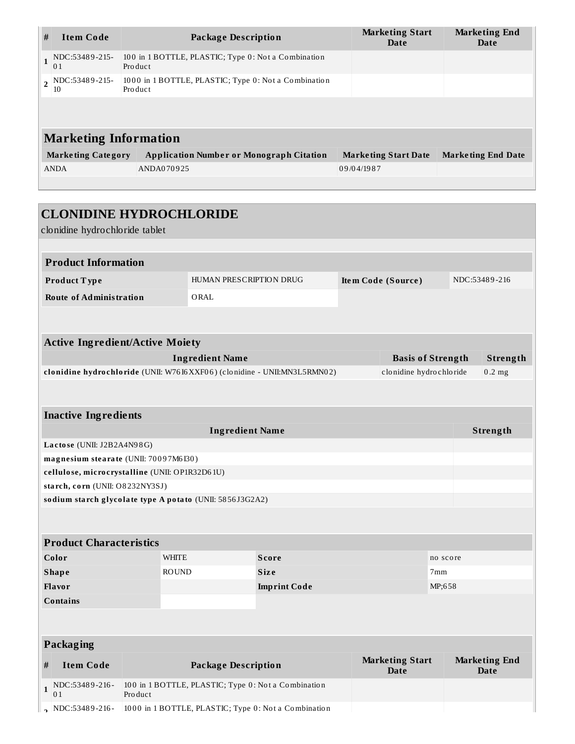| # | Item Code | Package Description | Marketing Start Date | Marketing End Date |
|---|---|---|---|---|
| 1 | NDC:53489-215-01 | 100 in 1 BOTTLE, PLASTIC; Type 0: Not a Combination Product | | |
| 2 | NDC:53489-215-10 | 1000 in 1 BOTTLE, PLASTIC; Type 0: Not a Combination Product | | |

## Marketing Information

| Marketing Category | Application Number or Monograph Citation | Marketing Start Date | Marketing End Date |
|---|---|---|---|
| ANDA | ANDA070925 | 09/04/1987 | |

# CLONIDINE HYDROCHLORIDE

clonidine hydrochloride tablet

## Product Information

| Product Type | HUMAN PRESCRIPTION DRUG | Item Code (Source) | NDC:53489-216 |
|---|---|---|---|
| Route of Administration | ORAL | | |

## Active Ingredient/Active Moiety

| Ingredient Name | Basis of Strength | Strength |
|---|---|---|
| **clonidine hydrochloride** (UNII: W76I6XXF06) (clonidine - UNII:MN3L5RMN02) | clonidine hydrochloride | 0.2 mg |

## Inactive Ingredients

| Ingredient Name | Strength |
|---|---|
| **Lactose** (UNII: J2B2A4N98G) | |
| **magnesium stearate** (UNII: 70097M6I30) | |
| **cellulose, microcrystalline** (UNII: OP1R32D61U) | |
| **starch, corn** (UNII: O8232NY3SJ) | |
| **sodium starch glycolate type A potato** (UNII: 5856J3G2A2) | |

## Product Characteristics

| Color | WHITE | Score | no score |
|---|---|---|---|
| Shape | ROUND | Size | 7mm |
| Flavor | | Imprint Code | MP;658 |
| Contains | | | |

## Packaging

| # | Item Code | Package Description | Marketing Start Date | Marketing End Date |
|---|---|---|---|---|
| 1 | NDC:53489-216-01 | 100 in 1 BOTTLE, PLASTIC; Type 0: Not a Combination Product | | |
| 2 | NDC:53489-216- | 1000 in 1 BOTTLE, PLASTIC; Type 0: Not a Combination | | |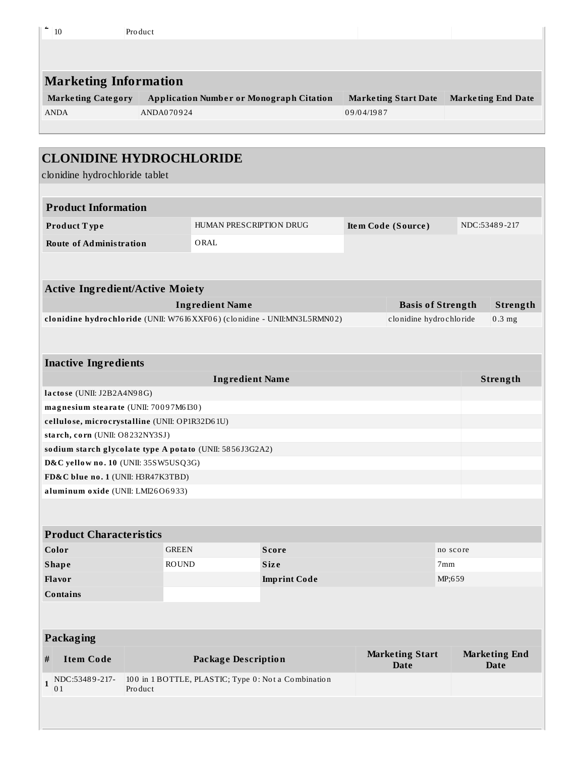| 2 | 10 | Product | | |
|---|---|---|---|---|

## Marketing Information

| Marketing Category | Application Number or Monograph Citation | Marketing Start Date | Marketing End Date |
|---|---|---|---|
| ANDA | ANDA070924 | 09/04/1987 | |

## CLONIDINE HYDROCHLORIDE

clonidine hydrochloride tablet

### Product Information

| Product Type | HUMAN PRESCRIPTION DRUG | Item Code (Source) | NDC:53489-217 |
|---|---|---|---|
| Route of Administration | ORAL | | |

### Active Ingredient/Active Moiety

| Ingredient Name | Basis of Strength | Strength |
|---|---|---|
| **clonidine hydrochloride** (UNII: W76I6XXF06) (clonidine - UNII:MN3L5RMN02) | clonidine hydrochloride | 0.3 mg |

### Inactive Ingredients

| Ingredient Name | Strength |
|---|---|
| **lactose** (UNII: J2B2A4N98G) | |
| **magnesium stearate** (UNII: 70097M6I30) | |
| **cellulose, microcrystalline** (UNII: OP1R32D61U) | |
| **starch, corn** (UNII: O8232NY3SJ) | |
| **sodium starch glycolate type A potato** (UNII: 5856J3G2A2) | |
| **D&C yellow no. 10** (UNII: 35SW5USQ3G) | |
| **FD&C blue no. 1** (UNII: H3R47K3TBD) | |
| **aluminum oxide** (UNII: LMI26O6933) | |

### Product Characteristics

| Color | GREEN | Score | no score |
|---|---|---|---|
| Shape | ROUND | Size | 7mm |
| Flavor | | Imprint Code | MP;659 |
| Contains | | | |

### Packaging

| # | Item Code | Package Description | Marketing Start Date | Marketing End Date |
|---|---|---|---|---|
| 1 | NDC:53489-217-01 | 100 in 1 BOTTLE, PLASTIC; Type 0: Not a Combination Product | | |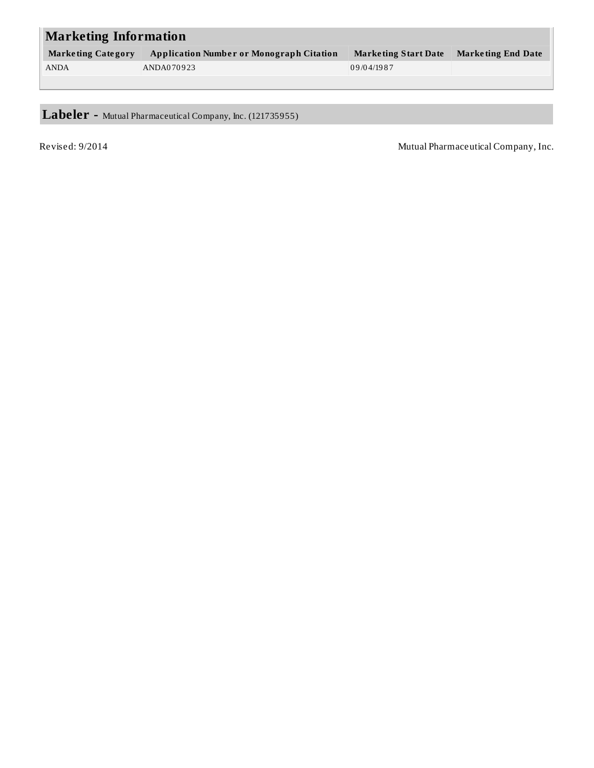## Marketing Information

| Marketing Category | Application Number or Monograph Citation | Marketing Start Date | Marketing End Date |
|---|---|---|---|
| ANDA | ANDA070923 | 09/04/1987 | |

## Labeler - Mutual Pharmaceutical Company, Inc. (121735955)

Revised: 9/2014

Mutual Pharmaceutical Company, Inc.